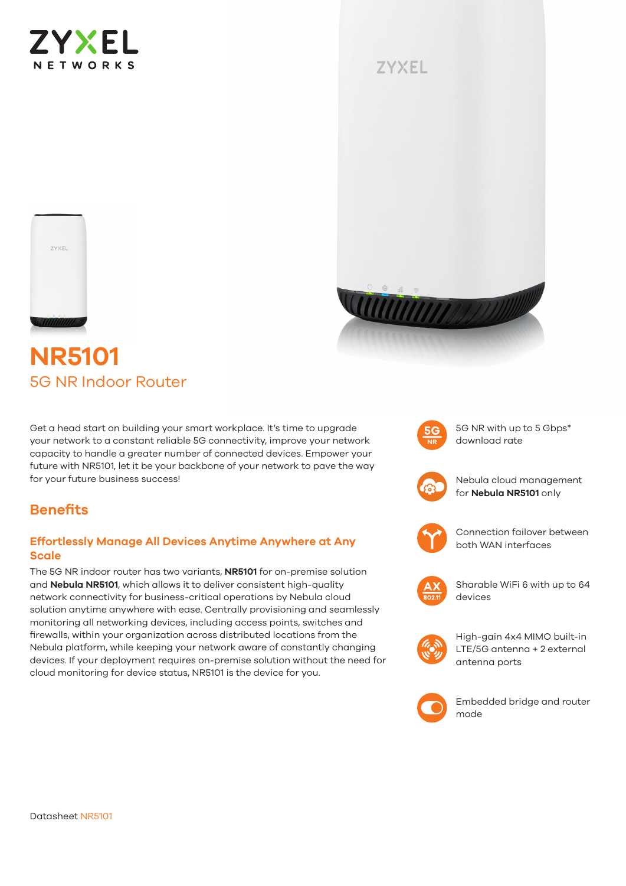# NR5101

## 5G NR Indoor Router

Get a head start on building your smart workplace. It's time to upgrade your network to a constant reliable 5G connectivity, improve your network capacity to handle a greater number of connected devices. Empower your future with NR5101, let it be your backbone of your network to pave the way for your future business success!

- 5G NR with up to 5 Gbps* download rate
- Nebula cloud management for **Nebula NR5101** only
- Connection failover between both WAN interfaces
- Sharable WiFi 6 with up to 64 devices
- High-gain 4x4 MIMO built-in LTE/5G antenna + 2 external antenna ports
- Embedded bridge and router mode

## Benefits

### Effortlessly Manage All Devices Anytime Anywhere at Any Scale

The 5G NR indoor router has two variants, **NR5101** for on-premise solution and **Nebula NR5101**, which allows it to deliver consistent high-quality network connectivity for business-critical operations by Nebula cloud solution anytime anywhere with ease. Centrally provisioning and seamlessly monitoring all networking devices, including access points, switches and firewalls, within your organization across distributed locations from the Nebula platform, while keeping your network aware of constantly changing devices. If your deployment requires on-premise solution without the need for cloud monitoring for device status, NR5101 is the device for you.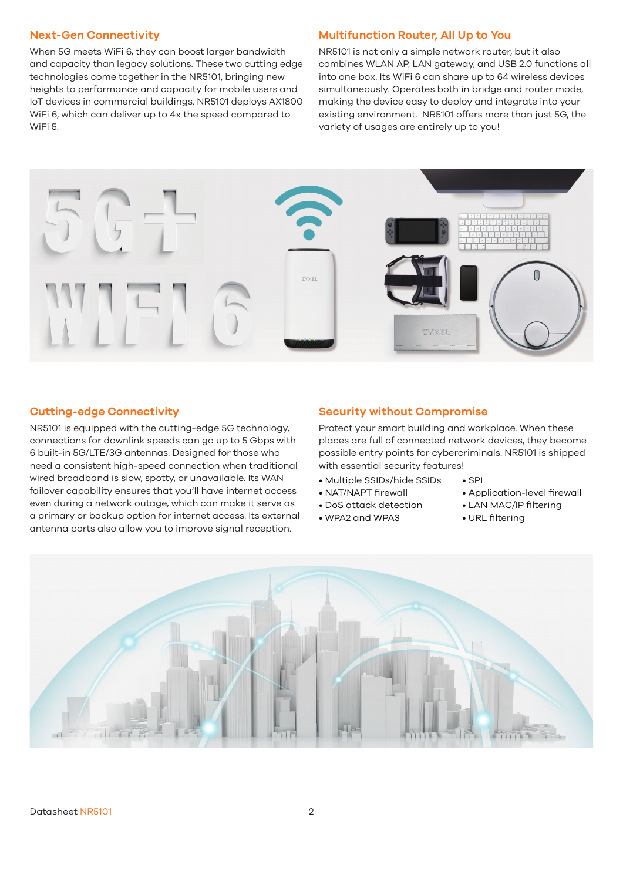## Next-Gen Connectivity

When 5G meets WiFi 6, they can boost larger bandwidth and capacity than legacy solutions. These two cutting edge technologies come together in the NR5101, bringing new heights to performance and capacity for mobile users and IoT devices in commercial buildings. NR5101 deploys AX1800 WiFi 6, which can deliver up to 4x the speed compared to WiFi 5.

## Multifunction Router, All Up to You

NR5101 is not only a simple network router, but it also combines WLAN AP, LAN gateway, and USB 2.0 functions all into one box. Its WiFi 6 can share up to 64 wireless devices simultaneously. Operates both in bridge and router mode, making the device easy to deploy and integrate into your existing environment. NR5101 offers more than just 5G, the variety of usages are entirely up to you!

## Cutting-edge Connectivity

NR5101 is equipped with the cutting-edge 5G technology, connections for downlink speeds can go up to 5 Gbps with 6 built-in 5G/LTE/3G antennas. Designed for those who need a consistent high-speed connection when traditional wired broadband is slow, spotty, or unavailable. Its WAN failover capability ensures that you'll have internet access even during a network outage, which can make it serve as a primary or backup option for internet access. Its external antenna ports also allow you to improve signal reception.

## Security without Compromise

Protect your smart building and workplace. When these places are full of connected network devices, they become possible entry points for cybercriminals. NR5101 is shipped with essential security features!

- Multiple SSIDs/hide SSIDs
- NAT/NAPT firewall
- DoS attack detection
- WPA2 and WPA3
- SPI
- Application-level firewall
- LAN MAC/IP filtering
- URL filtering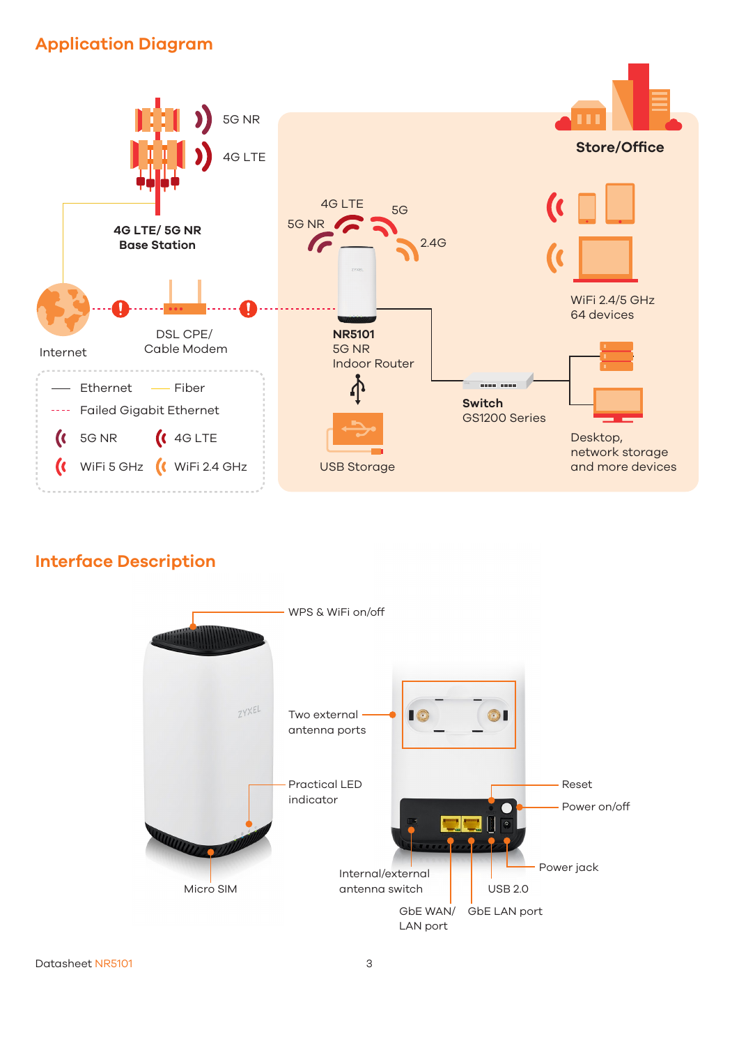## Application Diagram

5G NR

4G LTE

4G LTE/ 5G NR
Base Station

Store/Office

4G LTE

5G NR

5G

2.4G

WiFi 2.4/5 GHz
64 devices

Internet

DSL CPE/
Cable Modem

NR5101
5G NR
Indoor Router

Ethernet — Fiber

Failed Gigabit Ethernet

5G NR 4G LTE

WiFi 5 GHz WiFi 2.4 GHz

Switch
GS1200 Series

Desktop,
network storage
and more devices

USB Storage

## Interface Description

WPS & WiFi on/off

Two external antenna ports

Practical LED indicator

Reset

Power on/off

Power jack

Micro SIM

Internal/external antenna switch

USB 2.0

GbE WAN/ LAN port

GbE LAN port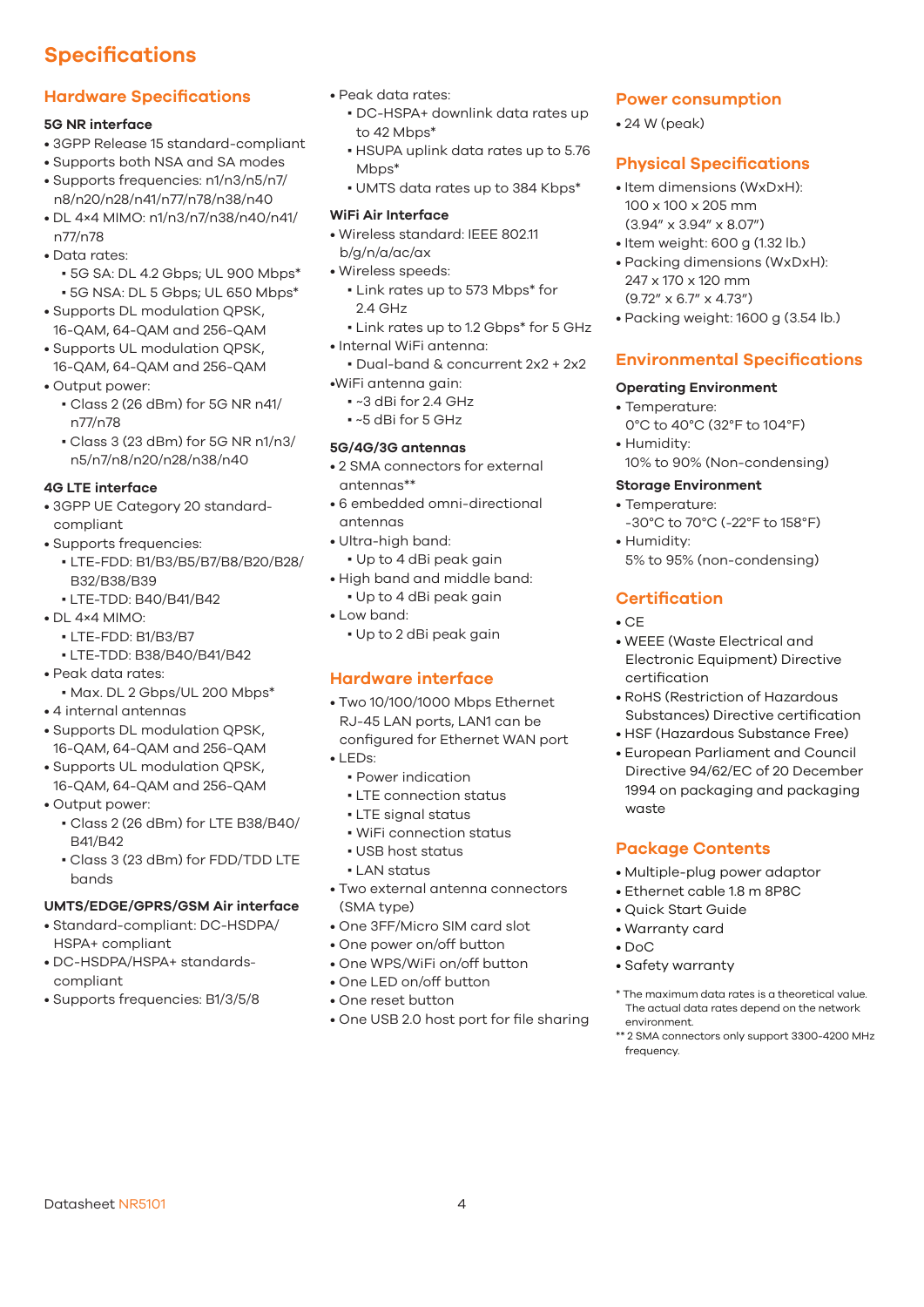# Specifications

## Hardware Specifications

### 5G NR interface

- 3GPP Release 15 standard-compliant
- Supports both NSA and SA modes
- Supports frequencies: n1/n3/n5/n7/n8/n20/n28/n41/n77/n78/n38/n40
- DL 4×4 MIMO: n1/n3/n7/n38/n40/n41/n77/n78
- Data rates:
  - 5G SA: DL 4.2 Gbps; UL 900 Mbps*
  - 5G NSA: DL 5 Gbps; UL 650 Mbps*
- Supports DL modulation QPSK, 16-QAM, 64-QAM and 256-QAM
- Supports UL modulation QPSK, 16-QAM, 64-QAM and 256-QAM
- Output power:
  - Class 2 (26 dBm) for 5G NR n41/n77/n78
  - Class 3 (23 dBm) for 5G NR n1/n3/n5/n7/n8/n20/n28/n38/n40

### 4G LTE interface

- 3GPP UE Category 20 standard-compliant
- Supports frequencies:
  - LTE-FDD: B1/B3/B5/B7/B8/B20/B28/B32/B38/B39
  - LTE-TDD: B40/B41/B42
- DL 4×4 MIMO:
  - LTE-FDD: B1/B3/B7
  - LTE-TDD: B38/B40/B41/B42
- Peak data rates:
  - Max. DL 2 Gbps/UL 200 Mbps*
- 4 internal antennas
- Supports DL modulation QPSK, 16-QAM, 64-QAM and 256-QAM
- Supports UL modulation QPSK, 16-QAM, 64-QAM and 256-QAM
- Output power:
  - Class 2 (26 dBm) for LTE B38/B40/B41/B42
  - Class 3 (23 dBm) for FDD/TDD LTE bands

### UMTS/EDGE/GPRS/GSM Air interface

- Standard-compliant: DC-HSDPA/HSPA+ compliant
- DC-HSDPA/HSPA+ standards-compliant
- Supports frequencies: B1/3/5/8
- Peak data rates:
  - DC-HSPA+ downlink data rates up to 42 Mbps*
  - HSUPA uplink data rates up to 5.76 Mbps*
  - UMTS data rates up to 384 Kbps*

### WiFi Air Interface

- Wireless standard: IEEE 802.11 b/g/n/a/ac/ax
- Wireless speeds:
  - Link rates up to 573 Mbps* for 2.4 GHz
  - Link rates up to 1.2 Gbps* for 5 GHz
- Internal WiFi antenna:
  - Dual-band & concurrent 2x2 + 2x2
- WiFi antenna gain:
  - ~3 dBi for 2.4 GHz
  - ~5 dBi for 5 GHz

### 5G/4G/3G antennas

- 2 SMA connectors for external antennas**
- 6 embedded omni-directional antennas
- Ultra-high band:
  - Up to 4 dBi peak gain
- High band and middle band:
  - Up to 4 dBi peak gain
- Low band:
  - Up to 2 dBi peak gain

## Hardware interface

- Two 10/100/1000 Mbps Ethernet RJ-45 LAN ports, LAN1 can be configured for Ethernet WAN port
- LEDs:
  - Power indication
  - LTE connection status
  - LTE signal status
  - WiFi connection status
  - USB host status
  - LAN status
- Two external antenna connectors (SMA type)
- One 3FF/Micro SIM card slot
- One power on/off button
- One WPS/WiFi on/off button
- One LED on/off button
- One reset button
- One USB 2.0 host port for file sharing

## Power consumption

- 24 W (peak)

## Physical Specifications

- Item dimensions (WxDxH): 100 x 100 x 205 mm (3.94" x 3.94" x 8.07")
- Item weight: 600 g (1.32 lb.)
- Packing dimensions (WxDxH): 247 x 170 x 120 mm (9.72" x 6.7" x 4.73")
- Packing weight: 1600 g (3.54 lb.)

## Environmental Specifications

### Operating Environment

- Temperature: 0°C to 40°C (32°F to 104°F)
- Humidity: 10% to 90% (Non-condensing)

### Storage Environment

- Temperature: -30°C to 70°C (-22°F to 158°F)
- Humidity: 5% to 95% (non-condensing)

## Certification

- CE
- WEEE (Waste Electrical and Electronic Equipment) Directive certification
- RoHS (Restriction of Hazardous Substances) Directive certification
- HSF (Hazardous Substance Free)
- European Parliament and Council Directive 94/62/EC of 20 December 1994 on packaging and packaging waste

## Package Contents

- Multiple-plug power adaptor
- Ethernet cable 1.8 m 8P8C
- Quick Start Guide
- Warranty card
- DoC
- Safety warranty

\* The maximum data rates is a theoretical value. The actual data rates depend on the network environment.

** 2 SMA connectors only support 3300-4200 MHz frequency.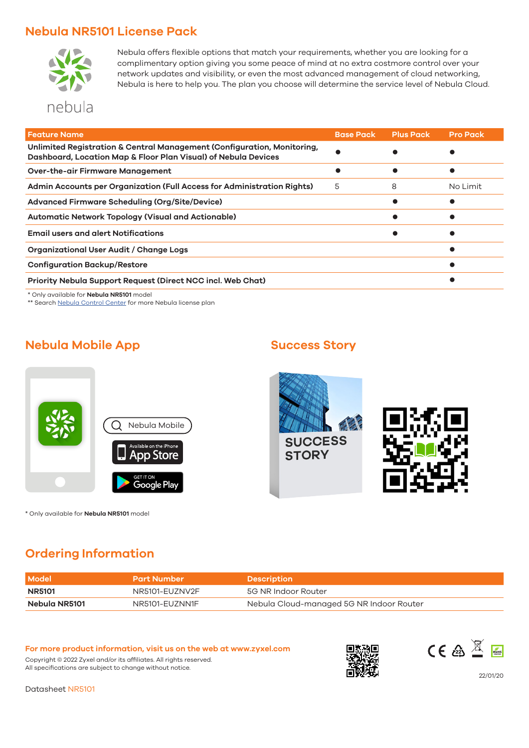## Nebula NR5101 License Pack

nebula

Nebula offers flexible options that match your requirements, whether you are looking for a complimentary option giving you some peace of mind at no extra costmore control over your network updates and visibility, or even the most advanced management of cloud networking, Nebula is here to help you. The plan you choose will determine the service level of Nebula Cloud.

| Feature Name | Base Pack | Plus Pack | Pro Pack |
|---|---|---|---|
| **Unlimited Registration & Central Management (Configuration, Monitoring, Dashboard, Location Map & Floor Plan Visual) of Nebula Devices** | ● | ● | ● |
| **Over-the-air Firmware Management** | ● | ● | ● |
| **Admin Accounts per Organization (Full Access for Administration Rights)** | 5 | 8 | No Limit |
| **Advanced Firmware Scheduling (Org/Site/Device)** | | ● | ● |
| **Automatic Network Topology (Visual and Actionable)** | | ● | ● |
| **Email users and alert Notifications** | | ● | ● |
| **Organizational User Audit / Change Logs** | | | ● |
| **Configuration Backup/Restore** | | | ● |
| **Priority Nebula Support Request (Direct NCC incl. Web Chat)** | | | ● |

* Only available for **Nebula NR5101** model
** Search Nebula Control Center for more Nebula license plan

## Nebula Mobile App

Nebula Mobile

Available on the iPhone App Store

GET IT ON Google Play

* Only available for **Nebula NR5101** model

## Success Story

SUCCESS STORY

## Ordering Information

| Model | Part Number | Description |
|---|---|---|
| **NR5101** | NR5101-EUZNV2F | 5G NR Indoor Router |
| **Nebula NR5101** | NR5101-EUZNN1F | Nebula Cloud-managed 5G NR Indoor Router |

**For more product information, visit us on the web at www.zyxel.com**

Copyright © 2022 Zyxel and/or its affiliates. All rights reserved.
All specifications are subject to change without notice.

22/01/20

Datasheet NR5101